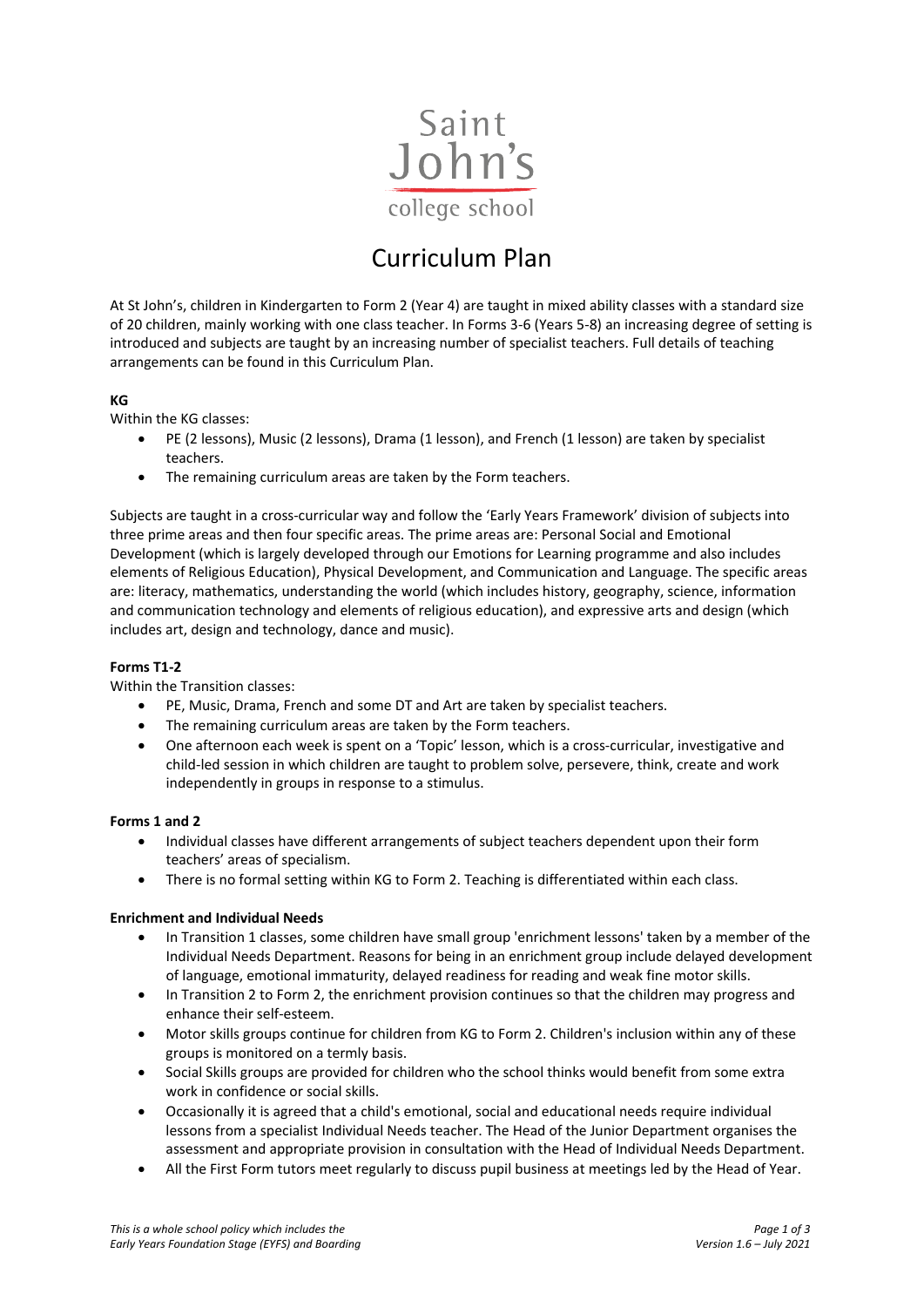Saint John's college school

# Curriculum Plan

At St John's, children in Kindergarten to Form 2 (Year 4) are taught in mixed ability classes with a standard size of 20 children, mainly working with one class teacher. In Forms 3-6 (Years 5-8) an increasing degree of setting is introduced and subjects are taught by an increasing number of specialist teachers. Full details of teaching arrangements can be found in this Curriculum Plan.

**KG**

Within the KG classes:

- PE (2 lessons), Music (2 lessons), Drama (1 lesson), and French (1 lesson) are taken by specialist teachers.
- The remaining curriculum areas are taken by the Form teachers.

Subjects are taught in a cross-curricular way and follow the 'Early Years Framework' division of subjects into three prime areas and then four specific areas. The prime areas are: Personal Social and Emotional Development (which is largely developed through our Emotions for Learning programme and also includes elements of Religious Education), Physical Development, and Communication and Language. The specific areas are: literacy, mathematics, understanding the world (which includes history, geography, science, information and communication technology and elements of religious education), and expressive arts and design (which includes art, design and technology, dance and music).

**Forms T1-2**

Within the Transition classes:

- PE, Music, Drama, French and some DT and Art are taken by specialist teachers.
- The remaining curriculum areas are taken by the Form teachers.
- One afternoon each week is spent on a 'Topic' lesson, which is a cross-curricular, investigative and child-led session in which children are taught to problem solve, persevere, think, create and work independently in groups in response to a stimulus.

**Forms 1 and 2**

- Individual classes have different arrangements of subject teachers dependent upon their form teachers' areas of specialism.
- There is no formal setting within KG to Form 2. Teaching is differentiated within each class.

**Enrichment and Individual Needs**

- In Transition 1 classes, some children have small group 'enrichment lessons' taken by a member of the Individual Needs Department. Reasons for being in an enrichment group include delayed development of language, emotional immaturity, delayed readiness for reading and weak fine motor skills.
- In Transition 2 to Form 2, the enrichment provision continues so that the children may progress and enhance their self-esteem.
- Motor skills groups continue for children from KG to Form 2. Children's inclusion within any of these groups is monitored on a termly basis.
- Social Skills groups are provided for children who the school thinks would benefit from some extra work in confidence or social skills.
- Occasionally it is agreed that a child's emotional, social and educational needs require individual lessons from a specialist Individual Needs teacher. The Head of the Junior Department organises the assessment and appropriate provision in consultation with the Head of Individual Needs Department.
- All the First Form tutors meet regularly to discuss pupil business at meetings led by the Head of Year.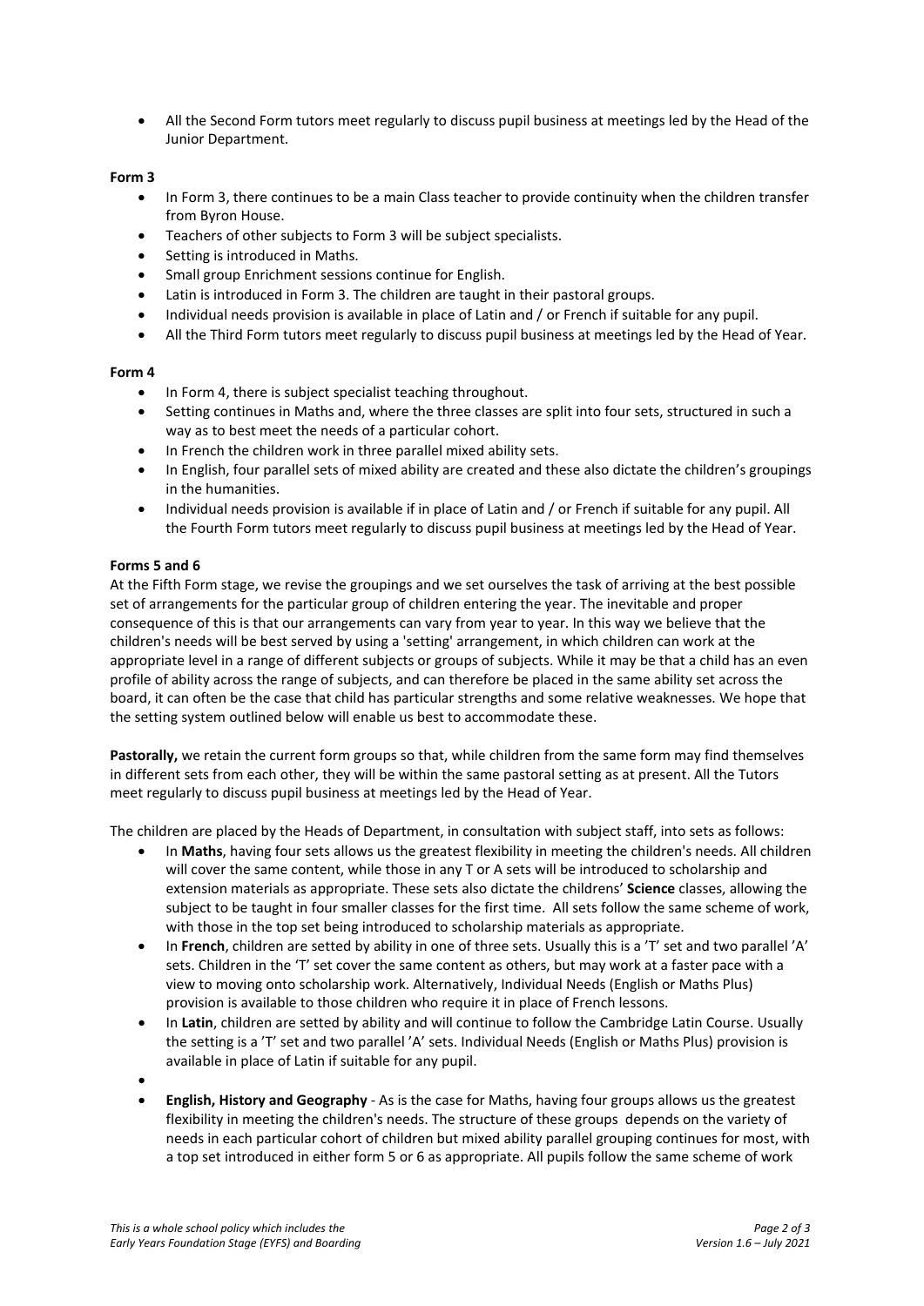- All the Second Form tutors meet regularly to discuss pupil business at meetings led by the Head of the Junior Department.

**Form 3**

- In Form 3, there continues to be a main Class teacher to provide continuity when the children transfer from Byron House.
- Teachers of other subjects to Form 3 will be subject specialists.
- Setting is introduced in Maths.
- Small group Enrichment sessions continue for English.
- Latin is introduced in Form 3. The children are taught in their pastoral groups.
- Individual needs provision is available in place of Latin and / or French if suitable for any pupil.
- All the Third Form tutors meet regularly to discuss pupil business at meetings led by the Head of Year.

**Form 4**

- In Form 4, there is subject specialist teaching throughout.
- Setting continues in Maths and, where the three classes are split into four sets, structured in such a way as to best meet the needs of a particular cohort.
- In French the children work in three parallel mixed ability sets.
- In English, four parallel sets of mixed ability are created and these also dictate the children's groupings in the humanities.
- Individual needs provision is available if in place of Latin and / or French if suitable for any pupil. All the Fourth Form tutors meet regularly to discuss pupil business at meetings led by the Head of Year.

**Forms 5 and 6**

At the Fifth Form stage, we revise the groupings and we set ourselves the task of arriving at the best possible set of arrangements for the particular group of children entering the year. The inevitable and proper consequence of this is that our arrangements can vary from year to year. In this way we believe that the children's needs will be best served by using a 'setting' arrangement, in which children can work at the appropriate level in a range of different subjects or groups of subjects. While it may be that a child has an even profile of ability across the range of subjects, and can therefore be placed in the same ability set across the board, it can often be the case that child has particular strengths and some relative weaknesses. We hope that the setting system outlined below will enable us best to accommodate these.

**Pastorally,** we retain the current form groups so that, while children from the same form may find themselves in different sets from each other, they will be within the same pastoral setting as at present. All the Tutors meet regularly to discuss pupil business at meetings led by the Head of Year.

The children are placed by the Heads of Department, in consultation with subject staff, into sets as follows:

- In **Maths**, having four sets allows us the greatest flexibility in meeting the children's needs. All children will cover the same content, while those in any T or A sets will be introduced to scholarship and extension materials as appropriate. These sets also dictate the childrens' **Science** classes, allowing the subject to be taught in four smaller classes for the first time. All sets follow the same scheme of work, with those in the top set being introduced to scholarship materials as appropriate.
- In **French**, children are setted by ability in one of three sets. Usually this is a 'T' set and two parallel 'A' sets. Children in the 'T' set cover the same content as others, but may work at a faster pace with a view to moving onto scholarship work. Alternatively, Individual Needs (English or Maths Plus) provision is available to those children who require it in place of French lessons.
- In **Latin**, children are setted by ability and will continue to follow the Cambridge Latin Course. Usually the setting is a 'T' set and two parallel 'A' sets. Individual Needs (English or Maths Plus) provision is available in place of Latin if suitable for any pupil.
- 
- **English, History and Geography** - As is the case for Maths, having four groups allows us the greatest flexibility in meeting the children's needs. The structure of these groups depends on the variety of needs in each particular cohort of children but mixed ability parallel grouping continues for most, with a top set introduced in either form 5 or 6 as appropriate. All pupils follow the same scheme of work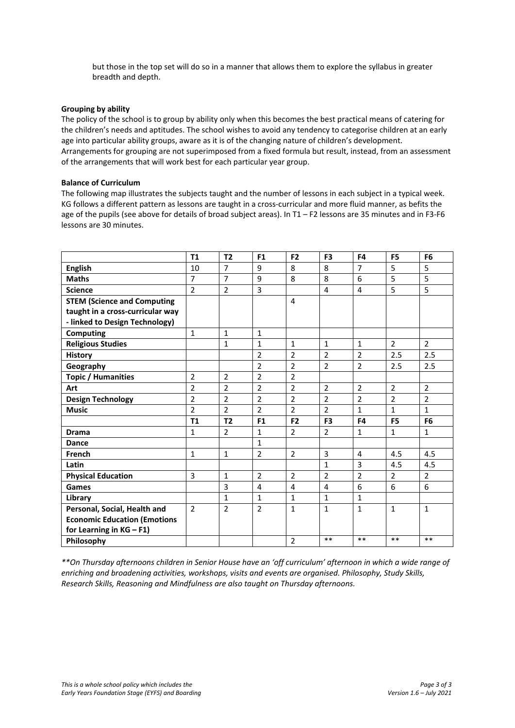but those in the top set will do so in a manner that allows them to explore the syllabus in greater breadth and depth.

**Grouping by ability**

The policy of the school is to group by ability only when this becomes the best practical means of catering for the children's needs and aptitudes. The school wishes to avoid any tendency to categorise children at an early age into particular ability groups, aware as it is of the changing nature of children's development. Arrangements for grouping are not superimposed from a fixed formula but result, instead, from an assessment of the arrangements that will work best for each particular year group.

**Balance of Curriculum**

The following map illustrates the subjects taught and the number of lessons in each subject in a typical week. KG follows a different pattern as lessons are taught in a cross-curricular and more fluid manner, as befits the age of the pupils (see above for details of broad subject areas). In T1 – F2 lessons are 35 minutes and in F3-F6 lessons are 30 minutes.

| | T1 | T2 | F1 | F2 | F3 | F4 | F5 | F6 |
|---|---|---|---|---|---|---|---|---|
| **English** | 10 | 7 | 9 | 8 | 8 | 7 | 5 | 5 |
| **Maths** | 7 | 7 | 9 | 8 | 8 | 6 | 5 | 5 |
| **Science** | 2 | 2 | 3 | | 4 | 4 | 5 | 5 |
| **STEM (Science and Computing taught in a cross-curricular way - linked to Design Technology)** | | | | 4 | | | | |
| **Computing** | 1 | 1 | 1 | | | | | |
| **Religious Studies** | | 1 | 1 | 1 | 1 | 1 | 2 | 2 |
| **History** | | | 2 | 2 | 2 | 2 | 2.5 | 2.5 |
| **Geography** | | | 2 | 2 | 2 | 2 | 2.5 | 2.5 |
| **Topic / Humanities** | 2 | 2 | 2 | 2 | | | | |
| **Art** | 2 | 2 | 2 | 2 | 2 | 2 | 2 | 2 |
| **Design Technology** | 2 | 2 | 2 | 2 | 2 | 2 | 2 | 2 |
| **Music** | 2 | 2 | 2 | 2 | 2 | 1 | 1 | 1 |
| | **T1** | **T2** | **F1** | **F2** | **F3** | **F4** | **F5** | **F6** |
| **Drama** | 1 | 2 | 1 | 2 | 2 | 1 | 1 | 1 |
| **Dance** | | | 1 | | | | | |
| **French** | 1 | 1 | 2 | 2 | 3 | 4 | 4.5 | 4.5 |
| **Latin** | | | | | 1 | 3 | 4.5 | 4.5 |
| **Physical Education** | 3 | 1 | 2 | 2 | 2 | 2 | 2 | 2 |
| **Games** | | 3 | 4 | 4 | 4 | 6 | 6 | 6 |
| **Library** | | 1 | 1 | 1 | 1 | 1 | | |
| **Personal, Social, Health and Economic Education (Emotions for Learning in KG – F1)** | 2 | 2 | 2 | 1 | 1 | 1 | 1 | 1 |
| **Philosophy** | | | | 2 | ** | ** | ** | ** |

*\*\*On Thursday afternoons children in Senior House have an 'off curriculum' afternoon in which a wide range of enriching and broadening activities, workshops, visits and events are organised. Philosophy, Study Skills, Research Skills, Reasoning and Mindfulness are also taught on Thursday afternoons.*